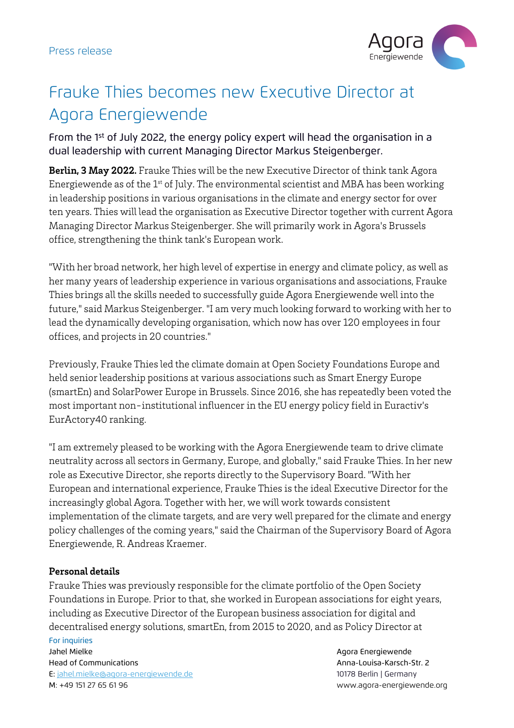Press release

# Frauke Thies becomes new Executive Director at Agora Energiewende

From the 1st of July 2022, the energy policy expert will head the organisation in a dual leadership with current Managing Director Markus Steigenberger.

**Berlin, 3 May 2022.** Frauke Thies will be the new Executive Director of think tank Agora Energiewende as of the 1st of July. The environmental scientist and MBA has been working in leadership positions in various organisations in the climate and energy sector for over ten years. Thies will lead the organisation as Executive Director together with current Agora Managing Director Markus Steigenberger. She will primarily work in Agora's Brussels office, strengthening the think tank's European work.

"With her broad network, her high level of expertise in energy and climate policy, as well as her many years of leadership experience in various organisations and associations, Frauke Thies brings all the skills needed to successfully guide Agora Energiewende well into the future," said Markus Steigenberger. "I am very much looking forward to working with her to lead the dynamically developing organisation, which now has over 120 employees in four offices, and projects in 20 countries."

Previously, Frauke Thies led the climate domain at Open Society Foundations Europe and held senior leadership positions at various associations such as Smart Energy Europe (smartEn) and SolarPower Europe in Brussels. Since 2016, she has repeatedly been voted the most important non-institutional influencer in the EU energy policy field in Euractiv's EurActory40 ranking.

"I am extremely pleased to be working with the Agora Energiewende team to drive climate neutrality across all sectors in Germany, Europe, and globally," said Frauke Thies. In her new role as Executive Director, she reports directly to the Supervisory Board. "With her European and international experience, Frauke Thies is the ideal Executive Director for the increasingly global Agora. Together with her, we will work towards consistent implementation of the climate targets, and are very well prepared for the climate and energy policy challenges of the coming years," said the Chairman of the Supervisory Board of Agora Energiewende, R. Andreas Kraemer.

**Personal details**

Frauke Thies was previously responsible for the climate portfolio of the Open Society Foundations in Europe. Prior to that, she worked in European associations for eight years, including as Executive Director of the European business association for digital and decentralised energy solutions, smartEn, from 2015 to 2020, and as Policy Director at

For inquiries
Jahel Mielke
Head of Communications
E: jahel.mielke@agora-energiewende.de
M: +49 151 27 65 61 96

Agora Energiewende
Anna-Louisa-Karsch-Str. 2
10178 Berlin | Germany
www.agora-energiewende.org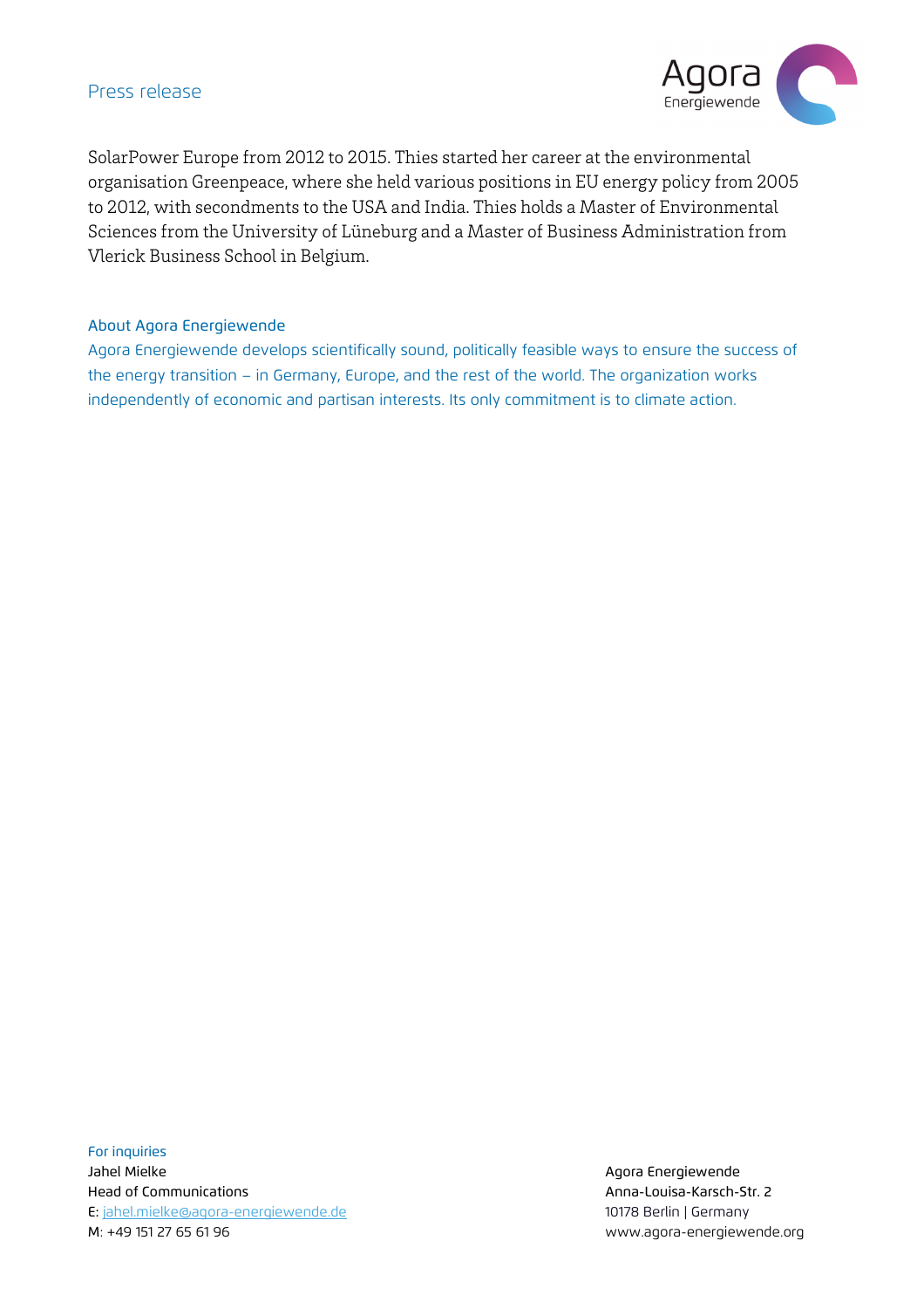SolarPower Europe from 2012 to 2015. Thies started her career at the environmental organisation Greenpeace, where she held various positions in EU energy policy from 2005 to 2012, with secondments to the USA and India. Thies holds a Master of Environmental Sciences from the University of Lüneburg and a Master of Business Administration from Vlerick Business School in Belgium.

## About Agora Energiewende

Agora Energiewende develops scientifically sound, politically feasible ways to ensure the success of the energy transition – in Germany, Europe, and the rest of the world. The organization works independently of economic and partisan interests. Its only commitment is to climate action.

For inquiries
Jahel Mielke
Head of Communications
E: jahel.mielke@agora-energiewende.de
M: +49 151 27 65 61 96

Agora Energiewende
Anna-Louisa-Karsch-Str. 2
10178 Berlin | Germany
www.agora-energiewende.org